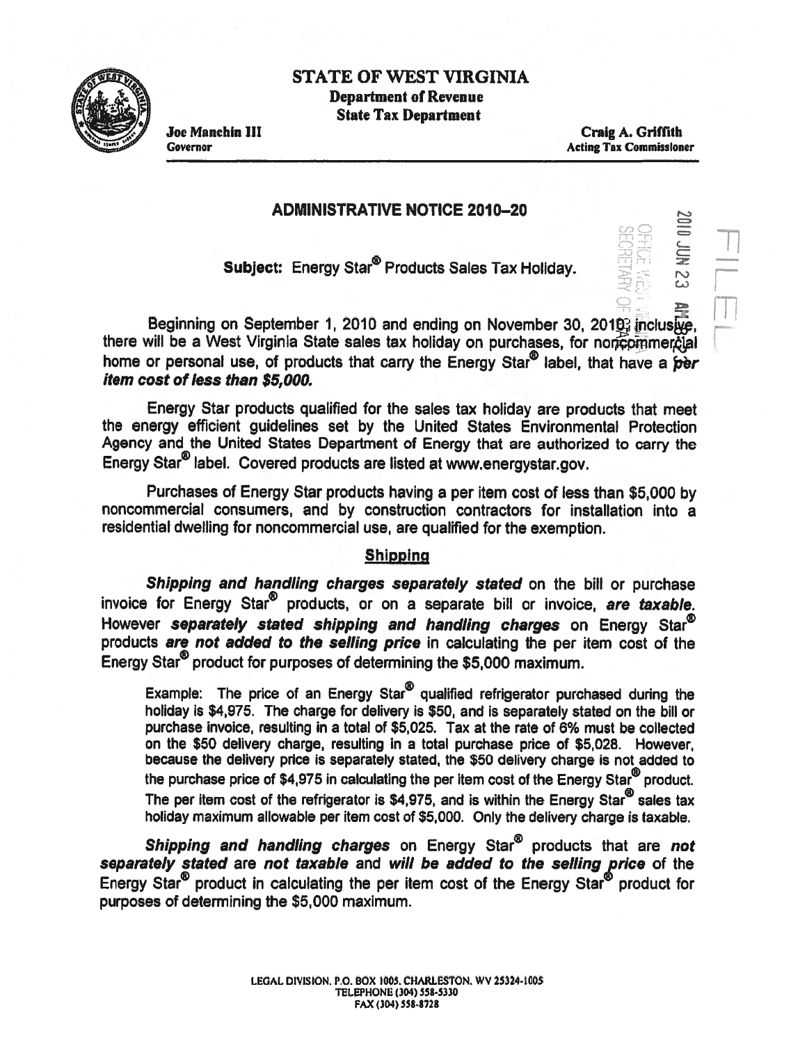# STATE OF WEST VIRGINIA
## Department of Revenue
## State Tax Department

**Joe Manchin III**
Governor

**Craig A. Griffith**
Acting Tax Commissioner

2010 JUN 23 AM
OFFICE WEST VIRGINIA SECRETARY OF STATE

FILED

## ADMINISTRATIVE NOTICE 2010–20

**Subject:** Energy Star® Products Sales Tax Holiday.

Beginning on September 1, 2010 and ending on November 30, 2010, inclusive, there will be a West Virginia State sales tax holiday on purchases, for noncommercial home or personal use, of products that carry the Energy Star® label, that have a ***per item cost of less than $5,000.***

Energy Star products qualified for the sales tax holiday are products that meet the energy efficient guidelines set by the United States Environmental Protection Agency and the United States Department of Energy that are authorized to carry the Energy Star® label. Covered products are listed at www.energystar.gov.

Purchases of Energy Star products having a per item cost of less than $5,000 by noncommercial consumers, and by construction contractors for installation into a residential dwelling for noncommercial use, are qualified for the exemption.

### Shipping

***Shipping and handling charges separately stated*** on the bill or purchase invoice for Energy Star® products, or on a separate bill or invoice, ***are taxable.*** However ***separately stated shipping and handling charges*** on Energy Star® products ***are not added to the selling price*** in calculating the per item cost of the Energy Star® product for purposes of determining the $5,000 maximum.

> Example: The price of an Energy Star® qualified refrigerator purchased during the holiday is $4,975. The charge for delivery is $50, and is separately stated on the bill or purchase invoice, resulting in a total of $5,025. Tax at the rate of 6% must be collected on the $50 delivery charge, resulting in a total purchase price of $5,028. However, because the delivery price is separately stated, the $50 delivery charge is not added to the purchase price of $4,975 in calculating the per item cost of the Energy Star® product. The per item cost of the refrigerator is $4,975, and is within the Energy Star® sales tax holiday maximum allowable per item cost of $5,000. Only the delivery charge is taxable.

***Shipping and handling charges*** on Energy Star® products that are ***not separately stated*** are ***not taxable*** and ***will be added to the selling price*** of the Energy Star® product in calculating the per item cost of the Energy Star® product for purposes of determining the $5,000 maximum.

LEGAL DIVISION, P.O. BOX 1005, CHARLESTON, WV 25324-1005
TELEPHONE (304) 558-5330
FAX (304) 558-8728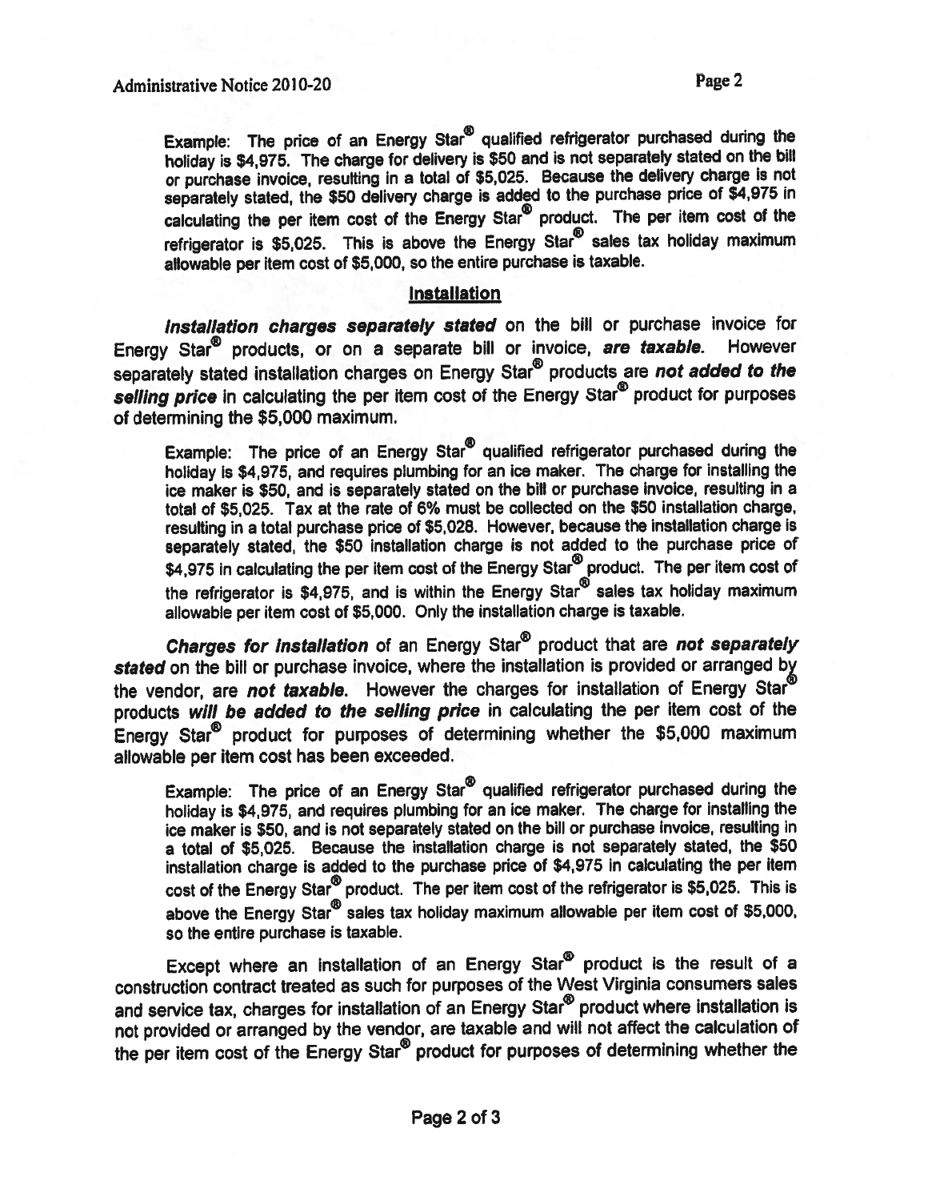Example: The price of an Energy Star® qualified refrigerator purchased during the holiday is $4,975. The charge for delivery is $50 and is not separately stated on the bill or purchase invoice, resulting in a total of $5,025. Because the delivery charge is not separately stated, the $50 delivery charge is added to the purchase price of $4,975 in calculating the per item cost of the Energy Star® product. The per item cost of the refrigerator is $5,025. This is above the Energy Star® sales tax holiday maximum allowable per item cost of $5,000, so the entire purchase is taxable.

## Installation

***Installation charges separately stated*** on the bill or purchase invoice for Energy Star® products, or on a separate bill or invoice, ***are taxable.*** However separately stated installation charges on Energy Star® products are ***not added to the selling price*** in calculating the per item cost of the Energy Star® product for purposes of determining the $5,000 maximum.

Example: The price of an Energy Star® qualified refrigerator purchased during the holiday is $4,975, and requires plumbing for an ice maker. The charge for installing the ice maker is $50, and is separately stated on the bill or purchase invoice, resulting in a total of $5,025. Tax at the rate of 6% must be collected on the $50 installation charge, resulting in a total purchase price of $5,028. However, because the installation charge is separately stated, the $50 installation charge is not added to the purchase price of $4,975 in calculating the per item cost of the Energy Star® product. The per item cost of the refrigerator is $4,975, and is within the Energy Star® sales tax holiday maximum allowable per item cost of $5,000. Only the installation charge is taxable.

***Charges for installation*** of an Energy Star® product that are ***not separately stated*** on the bill or purchase invoice, where the installation is provided or arranged by the vendor, are ***not taxable.*** However the charges for installation of Energy Star® products ***will be added to the selling price*** in calculating the per item cost of the Energy Star® product for purposes of determining whether the $5,000 maximum allowable per item cost has been exceeded.

Example: The price of an Energy Star® qualified refrigerator purchased during the holiday is $4,975, and requires plumbing for an ice maker. The charge for installing the ice maker is $50, and is not separately stated on the bill or purchase invoice, resulting in a total of $5,025. Because the installation charge is not separately stated, the $50 installation charge is added to the purchase price of $4,975 in calculating the per item cost of the Energy Star® product. The per item cost of the refrigerator is $5,025. This is above the Energy Star® sales tax holiday maximum allowable per item cost of $5,000, so the entire purchase is taxable.

Except where an installation of an Energy Star® product is the result of a construction contract treated as such for purposes of the West Virginia consumers sales and service tax, charges for installation of an Energy Star® product where installation is not provided or arranged by the vendor, are taxable and will not affect the calculation of the per item cost of the Energy Star® product for purposes of determining whether the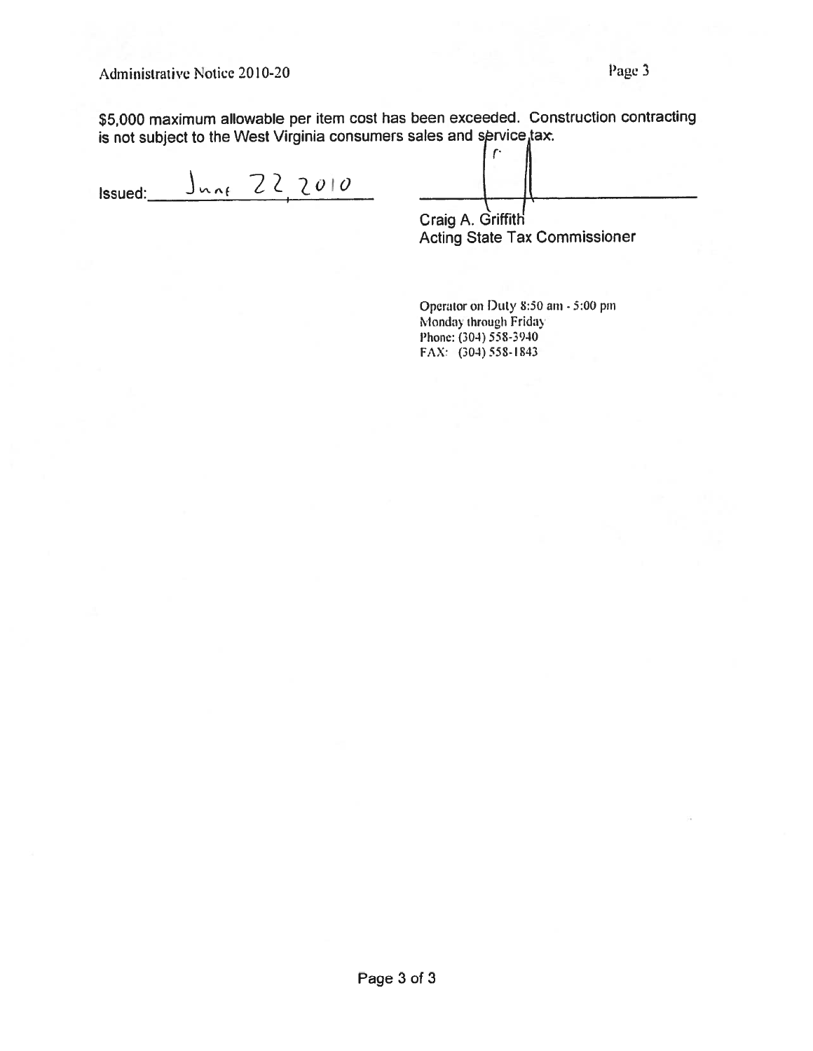$5,000 maximum allowable per item cost has been exceeded. Construction contracting is not subject to the West Virginia consumers sales and service tax.

Issued: June 22, 2010

Craig A. Griffith
Acting State Tax Commissioner

Operator on Duty 8:50 am - 5:00 pm
Monday through Friday
Phone: (304) 558-3940
FAX: (304) 558-1843